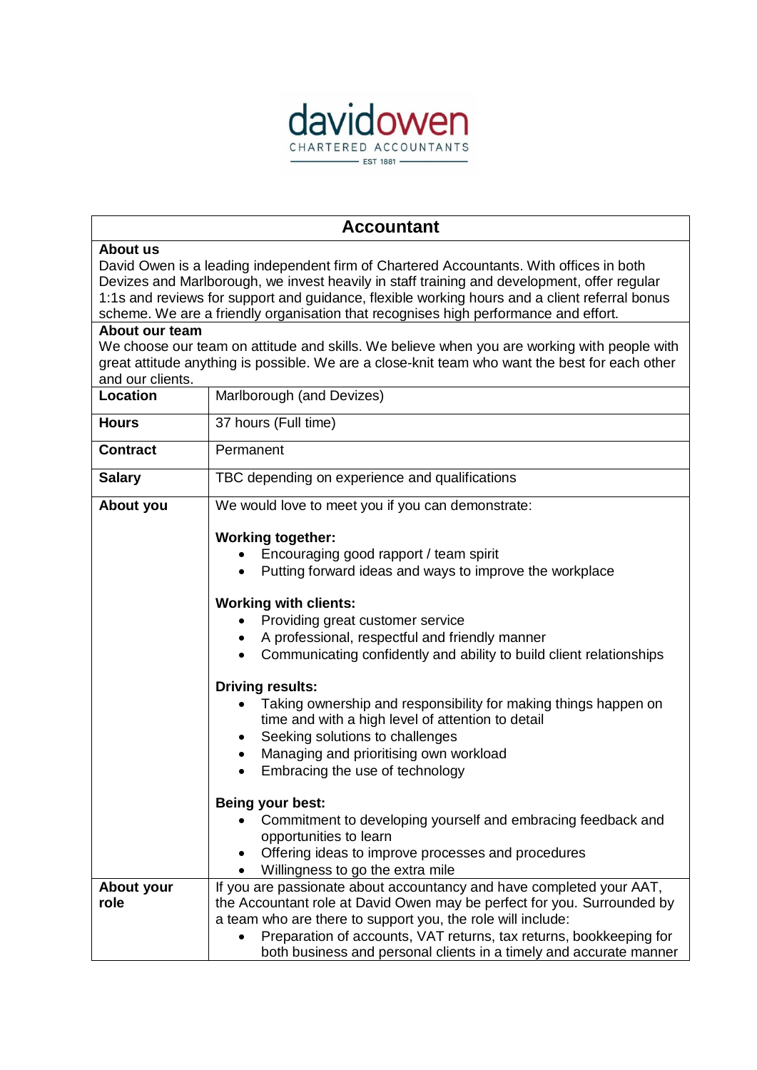davidowen
CHARTERED ACCOUNTANTS
EST 1881

# Accountant

**About us**

David Owen is a leading independent firm of Chartered Accountants. With offices in both Devizes and Marlborough, we invest heavily in staff training and development, offer regular 1:1s and reviews for support and guidance, flexible working hours and a client referral bonus scheme. We are a friendly organisation that recognises high performance and effort.

**About our team**

We choose our team on attitude and skills. We believe when you are working with people with great attitude anything is possible. We are a close-knit team who want the best for each other and our clients.

| | |
|---|---|
| **Location** | Marlborough (and Devizes) |
| **Hours** | 37 hours (Full time) |
| **Contract** | Permanent |
| **Salary** | TBC depending on experience and qualifications |
| **About you** | We would love to meet you if you can demonstrate:<br><br>**Working together:**<br>• Encouraging good rapport / team spirit<br>• Putting forward ideas and ways to improve the workplace<br><br>**Working with clients:**<br>• Providing great customer service<br>• A professional, respectful and friendly manner<br>• Communicating confidently and ability to build client relationships<br><br>**Driving results:**<br>• Taking ownership and responsibility for making things happen on time and with a high level of attention to detail<br>• Seeking solutions to challenges<br>• Managing and prioritising own workload<br>• Embracing the use of technology<br><br>**Being your best:**<br>• Commitment to developing yourself and embracing feedback and opportunities to learn<br>• Offering ideas to improve processes and procedures<br>• Willingness to go the extra mile |
| **About your role** | If you are passionate about accountancy and have completed your AAT, the Accountant role at David Owen may be perfect for you. Surrounded by a team who are there to support you, the role will include:<br>• Preparation of accounts, VAT returns, tax returns, bookkeeping for both business and personal clients in a timely and accurate manner |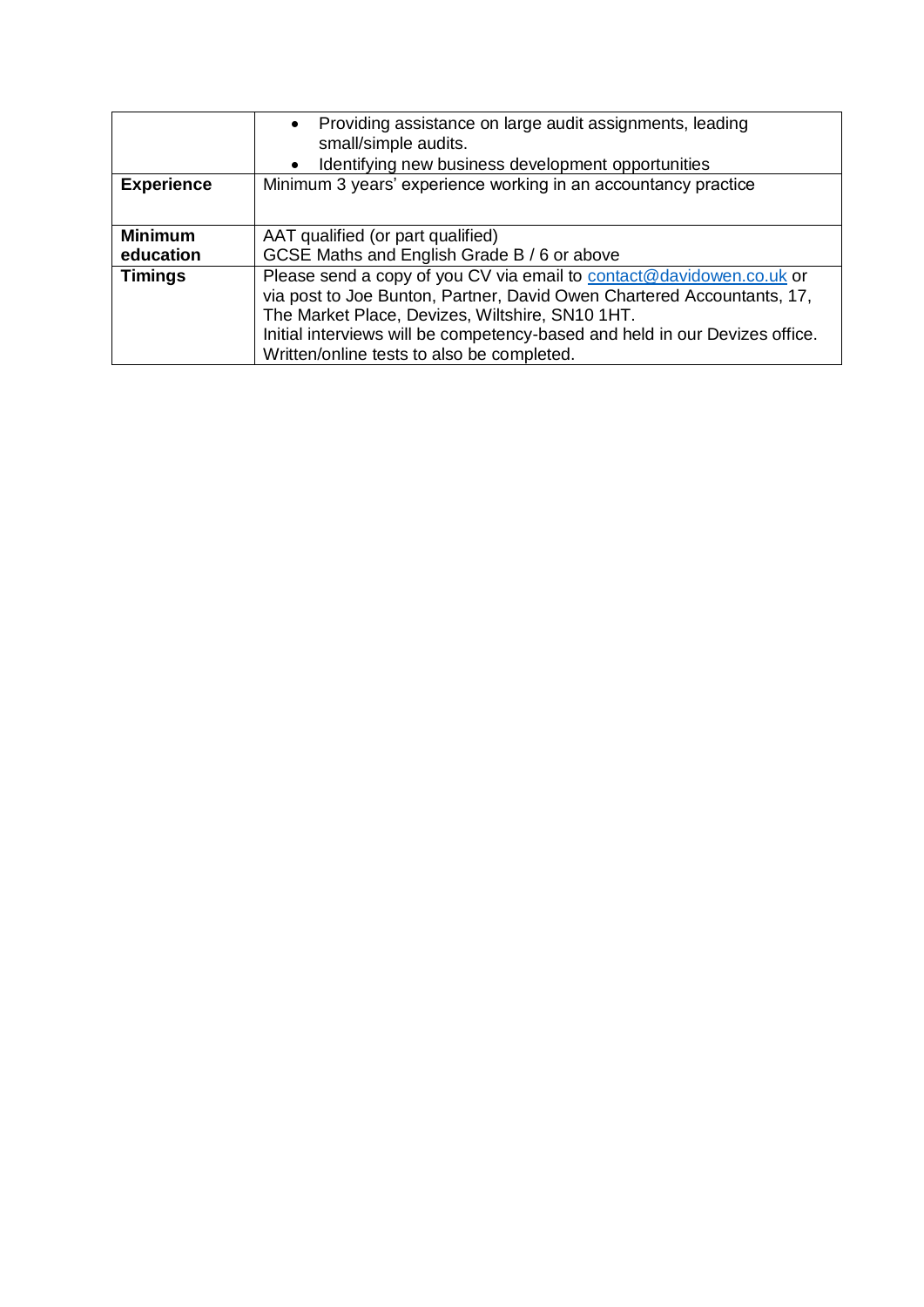| | |
|---|---|
| | • Providing assistance on large audit assignments, leading small/simple audits.<br>• Identifying new business development opportunities |
| **Experience** | Minimum 3 years' experience working in an accountancy practice |
| **Minimum education** | AAT qualified (or part qualified)<br>GCSE Maths and English Grade B / 6 or above |
| **Timings** | Please send a copy of you CV via email to contact@davidowen.co.uk or via post to Joe Bunton, Partner, David Owen Chartered Accountants, 17, The Market Place, Devizes, Wiltshire, SN10 1HT.<br>Initial interviews will be competency-based and held in our Devizes office. Written/online tests to also be completed. |